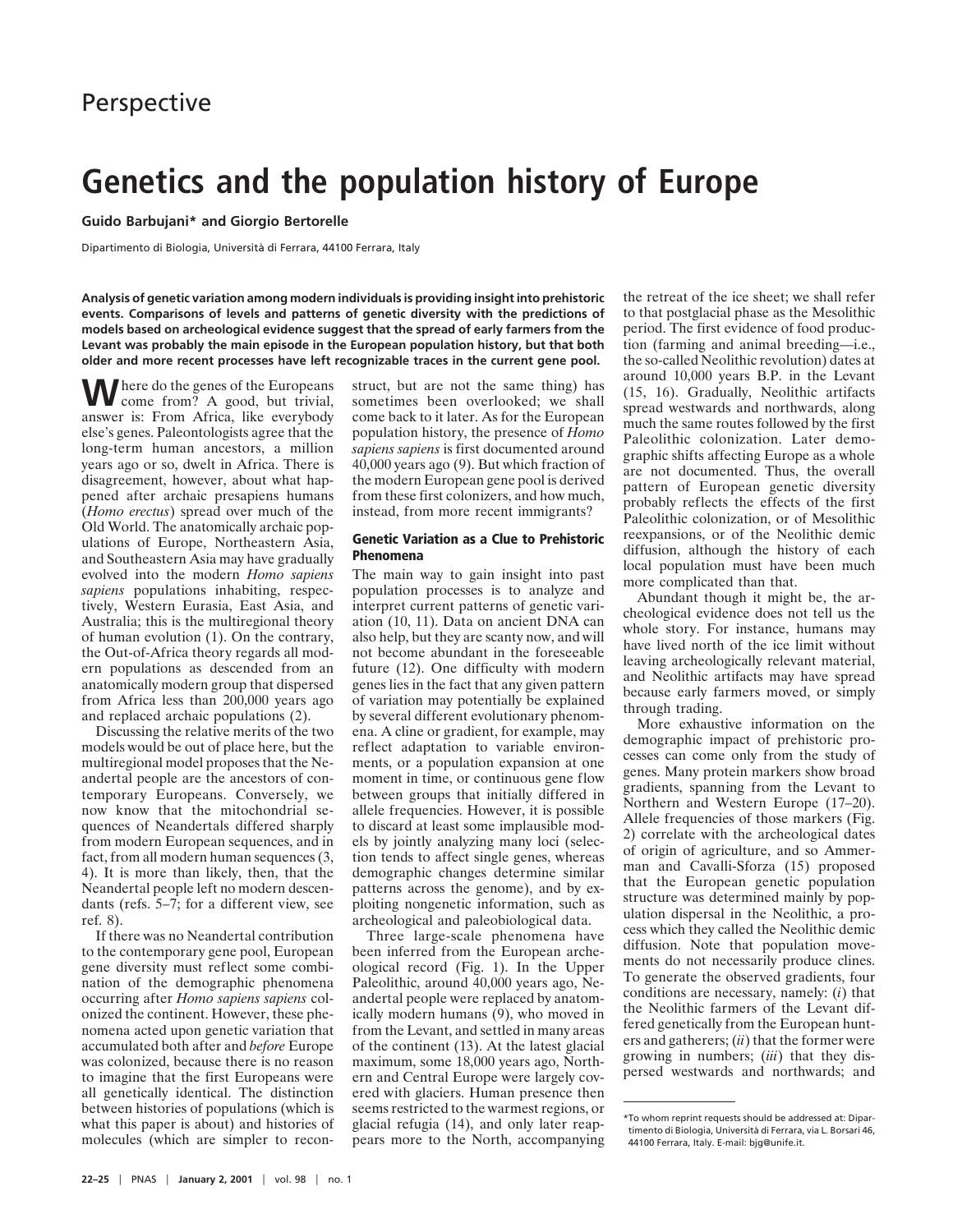Perspective

# Genetics and the population history of Europe

**Guido Barbujani\* and Giorgio Bertorelle**

Dipartimento di Biologia, Università di Ferrara, 44100 Ferrara, Italy

**Analysis of genetic variation among modern individuals is providing insight into prehistoric events. Comparisons of levels and patterns of genetic diversity with the predictions of models based on archeological evidence suggest that the spread of early farmers from the Levant was probably the main episode in the European population history, but that both older and more recent processes have left recognizable traces in the current gene pool.**

Where do the genes of the Europeans come from? A good, but trivial, answer is: From Africa, like everybody else's genes. Paleontologists agree that the long-term human ancestors, a million years ago or so, dwelt in Africa. There is disagreement, however, about what happened after archaic presapiens humans (*Homo erectus*) spread over much of the Old World. The anatomically archaic populations of Europe, Northeastern Asia, and Southeastern Asia may have gradually evolved into the modern *Homo sapiens sapiens* populations inhabiting, respectively, Western Eurasia, East Asia, and Australia; this is the multiregional theory of human evolution (1). On the contrary, the Out-of-Africa theory regards all modern populations as descended from an anatomically modern group that dispersed from Africa less than 200,000 years ago and replaced archaic populations (2).

Discussing the relative merits of the two models would be out of place here, but the multiregional model proposes that the Neandertal people are the ancestors of contemporary Europeans. Conversely, we now know that the mitochondrial sequences of Neandertals differed sharply from modern European sequences, and in fact, from all modern human sequences (3, 4). It is more than likely, then, that the Neandertal people left no modern descendants (refs. 5–7; for a different view, see ref. 8).

If there was no Neandertal contribution to the contemporary gene pool, European gene diversity must reflect some combination of the demographic phenomena occurring after *Homo sapiens sapiens* colonized the continent. However, these phenomena acted upon genetic variation that accumulated both after and *before* Europe was colonized, because there is no reason to imagine that the first Europeans were all genetically identical. The distinction between histories of populations (which is what this paper is about) and histories of molecules (which are simpler to reconstruct, but are not the same thing) has sometimes been overlooked; we shall come back to it later. As for the European population history, the presence of *Homo sapiens sapiens* is first documented around 40,000 years ago (9). But which fraction of the modern European gene pool is derived from these first colonizers, and how much, instead, from more recent immigrants?

## Genetic Variation as a Clue to Prehistoric Phenomena

The main way to gain insight into past population processes is to analyze and interpret current patterns of genetic variation (10, 11). Data on ancient DNA can also help, but they are scanty now, and will not become abundant in the foreseeable future (12). One difficulty with modern genes lies in the fact that any given pattern of variation may potentially be explained by several different evolutionary phenomena. A cline or gradient, for example, may reflect adaptation to variable environments, or a population expansion at one moment in time, or continuous gene flow between groups that initially differed in allele frequencies. However, it is possible to discard at least some implausible models by jointly analyzing many loci (selection tends to affect single genes, whereas demographic changes determine similar patterns across the genome), and by exploiting nongenetic information, such as archeological and paleobiological data.

Three large-scale phenomena have been inferred from the European archeological record (Fig. 1). In the Upper Paleolithic, around 40,000 years ago, Neandertal people were replaced by anatomically modern humans (9), who moved in from the Levant, and settled in many areas of the continent (13). At the latest glacial maximum, some 18,000 years ago, Northern and Central Europe were largely covered with glaciers. Human presence then seems restricted to the warmest regions, or glacial refugia (14), and only later reappears more to the North, accompanying the retreat of the ice sheet; we shall refer to that postglacial phase as the Mesolithic period. The first evidence of food production (farming and animal breeding—i.e., the so-called Neolithic revolution) dates at around 10,000 years B.P. in the Levant (15, 16). Gradually, Neolithic artifacts spread westwards and northwards, along much the same routes followed by the first Paleolithic colonization. Later demographic shifts affecting Europe as a whole are not documented. Thus, the overall pattern of European genetic diversity probably reflects the effects of the first Paleolithic colonization, or of Mesolithic reexpansions, or of the Neolithic demic diffusion, although the history of each local population must have been much more complicated than that.

Abundant though it might be, the archeological evidence does not tell us the whole story. For instance, humans may have lived north of the ice limit without leaving archeologically relevant material, and Neolithic artifacts may have spread because early farmers moved, or simply through trading.

More exhaustive information on the demographic impact of prehistoric processes can come only from the study of genes. Many protein markers show broad gradients, spanning from the Levant to Northern and Western Europe (17–20). Allele frequencies of those markers (Fig. 2) correlate with the archeological dates of origin of agriculture, and so Ammerman and Cavalli-Sforza (15) proposed that the European genetic population structure was determined mainly by population dispersal in the Neolithic, a process which they called the Neolithic demic diffusion. Note that population movements do not necessarily produce clines. To generate the observed gradients, four conditions are necessary, namely: (*i*) that the Neolithic farmers of the Levant differed genetically from the European hunters and gatherers; (*ii*) that the former were growing in numbers; (*iii*) that they dispersed westwards and northwards; and

\*To whom reprint requests should be addressed at: Dipartimento di Biologia, Università di Ferrara, via L. Borsari 46, 44100 Ferrara, Italy. E-mail: bjg@unife.it.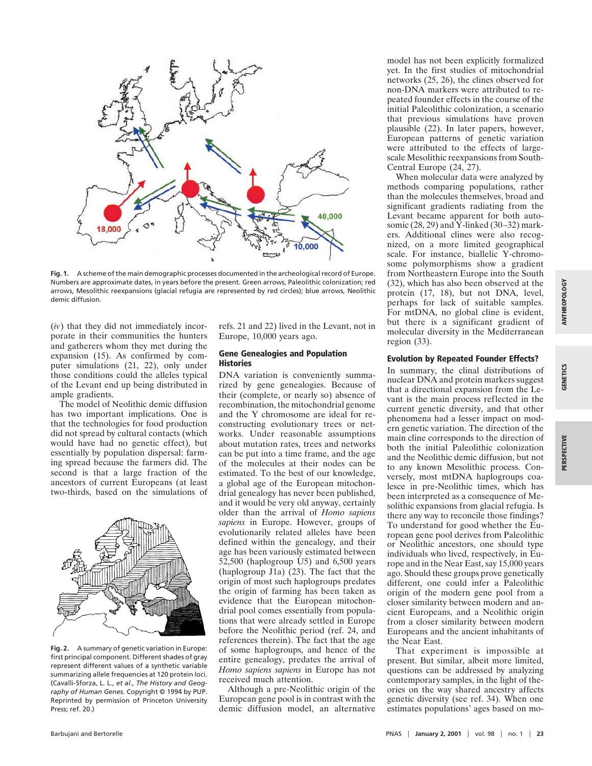Fig. 1. A scheme of the main demographic processes documented in the archeological record of Europe. Numbers are approximate dates, in years before the present. Green arrows, Paleolithic colonization; red arrows, Mesolithic reexpansions (glacial refugia are represented by red circles); blue arrows, Neolithic demic diffusion.

(*iv*) that they did not immediately incorporate in their communities the hunters and gatherers whom they met during the expansion (15). As confirmed by computer simulations (21, 22), only under those conditions could the alleles typical of the Levant end up being distributed in ample gradients.

The model of Neolithic demic diffusion has two important implications. One is that the technologies for food production did not spread by cultural contacts (which would have had no genetic effect), but essentially by population dispersal: farming spread because the farmers did. The second is that a large fraction of the ancestors of current Europeans (at least two-thirds, based on the simulations of refs. 21 and 22) lived in the Levant, not in Europe, 10,000 years ago.

Fig. 2. A summary of genetic variation in Europe: first principal component. Different shades of gray represent different values of a synthetic variable summarizing allele frequencies at 120 protein loci. (Cavalli-Sforza, L. L., *et al.*, *The History and Geography of Human Genes.* Copyright © 1994 by PUP. Reprinted by permission of Princeton University Press; ref. 20.)

## Gene Genealogies and Population Histories

DNA variation is conveniently summarized by gene genealogies. Because of their (complete, or nearly so) absence of recombination, the mitochondrial genome and the Y chromosome are ideal for reconstructing evolutionary trees or networks. Under reasonable assumptions about mutation rates, trees and networks can be put into a time frame, and the age of the molecules at their nodes can be estimated. To the best of our knowledge, a global age of the European mitochondrial genealogy has never been published, and it would be very old anyway, certainly older than the arrival of *Homo sapiens sapiens* in Europe. However, groups of evolutionarily related alleles have been defined within the genealogy, and their age has been variously estimated between 52,500 (haplogroup U5) and 6,500 years (haplogroup J1a) (23). The fact that the origin of most such haplogroups predates the origin of farming has been taken as evidence that the European mitochondrial pool comes essentially from populations that were already settled in Europe before the Neolithic period (ref. 24, and references therein). The fact that the age of some haplogroups, and hence of the entire genealogy, predates the arrival of *Homo sapiens sapiens* in Europe has not received much attention.

Although a pre-Neolithic origin of the European gene pool is in contrast with the demic diffusion model, an alternative model has not been explicitly formalized yet. In the first studies of mitochondrial networks (25, 26), the clines observed for non-DNA markers were attributed to repeated founder effects in the course of the initial Paleolithic colonization, a scenario that previous simulations have proven plausible (22). In later papers, however, European patterns of genetic variation were attributed to the effects of large-scale Mesolithic reexpansions from South-Central Europe (24, 27).

When molecular data were analyzed by methods comparing populations, rather than the molecules themselves, broad and significant gradients radiating from the Levant became apparent for both autosomic (28, 29) and Y-linked (30–32) markers. Additional clines were also recognized, on a more limited geographical scale. For instance, biallelic Y-chromosome polymorphisms show a gradient from Northeastern Europe into the South (32), which has also been observed at the protein (17, 18), but not DNA, level, perhaps for lack of suitable samples. For mtDNA, no global cline is evident, but there is a significant gradient of molecular diversity in the Mediterranean region (33).

## Evolution by Repeated Founder Effects?

In summary, the clinal distributions of nuclear DNA and protein markers suggest that a directional expansion from the Levant is the main process reflected in the current genetic diversity, and that other phenomena had a lesser impact on modern genetic variation. The direction of the main cline corresponds to the direction of both the initial Paleolithic colonization and the Neolithic demic diffusion, but not to any known Mesolithic process. Conversely, most mtDNA haplogroups coalesce in pre-Neolithic times, which has been interpreted as a consequence of Mesolithic expansions from glacial refugia. Is there any way to reconcile those findings? To understand for good whether the European gene pool derives from Paleolithic or Neolithic ancestors, one should type individuals who lived, respectively, in Europe and in the Near East, say 15,000 years ago. Should these groups prove genetically different, one could infer a Paleolithic origin of the modern gene pool from a closer similarity between modern and ancient Europeans, and a Neolithic origin from a closer similarity between modern Europeans and the ancient inhabitants of the Near East.

That experiment is impossible at present. But similar, albeit more limited, questions can be addressed by analyzing contemporary samples, in the light of theories on the way shared ancestry affects genetic diversity (see ref. 34). When one estimates populations' ages based on mo-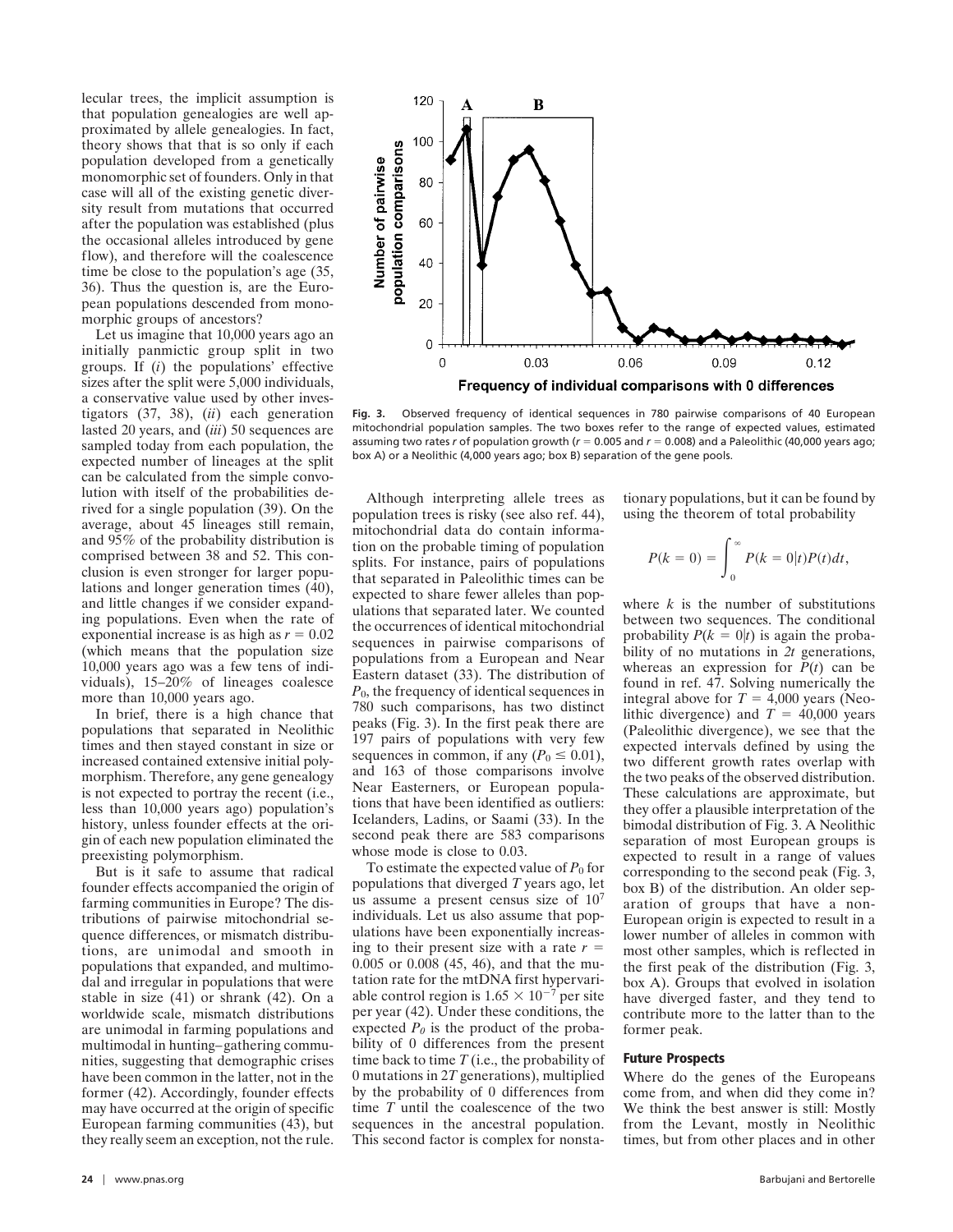lecular trees, the implicit assumption is that population genealogies are well approximated by allele genealogies. In fact, theory shows that that is so only if each population developed from a genetically monomorphic set of founders. Only in that case will all of the existing genetic diversity result from mutations that occurred after the population was established (plus the occasional alleles introduced by gene flow), and therefore will the coalescence time be close to the population's age (35, 36). Thus the question is, are the European populations descended from monomorphic groups of ancestors?

Let us imagine that 10,000 years ago an initially panmictic group split in two groups. If (*i*) the populations' effective sizes after the split were 5,000 individuals, a conservative value used by other investigators (37, 38), (*ii*) each generation lasted 20 years, and (*iii*) 50 sequences are sampled today from each population, the expected number of lineages at the split can be calculated from the simple convolution with itself of the probabilities derived for a single population (39). On the average, about 45 lineages still remain, and 95% of the probability distribution is comprised between 38 and 52. This conclusion is even stronger for larger populations and longer generation times (40), and little changes if we consider expanding populations. Even when the rate of exponential increase is as high as $r = 0.02$ (which means that the population size 10,000 years ago was a few tens of individuals), 15–20% of lineages coalesce more than 10,000 years ago.

In brief, there is a high chance that populations that separated in Neolithic times and then stayed constant in size or increased contained extensive initial polymorphism. Therefore, any gene genealogy is not expected to portray the recent (i.e., less than 10,000 years ago) population's history, unless founder effects at the origin of each new population eliminated the preexisting polymorphism.

But is it safe to assume that radical founder effects accompanied the origin of farming communities in Europe? The distributions of pairwise mitochondrial sequence differences, or mismatch distributions, are unimodal and smooth in populations that expanded, and multimodal and irregular in populations that were stable in size (41) or shrank (42). On a worldwide scale, mismatch distributions are unimodal in farming populations and multimodal in hunting–gathering communities, suggesting that demographic crises have been common in the latter, not in the former (42). Accordingly, founder effects may have occurred at the origin of specific European farming communities (43), but they really seem an exception, not the rule.

**Fig. 3.** Observed frequency of identical sequences in 780 pairwise comparisons of 40 European mitochondrial population samples. The two boxes refer to the range of expected values, estimated assuming two rates $r$ of population growth ($r = 0.005$ and $r = 0.008$) and a Paleolithic (40,000 years ago; box A) or a Neolithic (4,000 years ago; box B) separation of the gene pools.

Although interpreting allele trees as population trees is risky (see also ref. 44), mitochondrial data do contain information on the probable timing of population splits. For instance, pairs of populations that separated in Paleolithic times can be expected to share fewer alleles than populations that separated later. We counted the occurrences of identical mitochondrial sequences in pairwise comparisons of populations from a European and Near Eastern dataset (33). The distribution of $P_0$, the frequency of identical sequences in 780 such comparisons, has two distinct peaks (Fig. 3). In the first peak there are 197 pairs of populations with very few sequences in common, if any ($P_0 \leq 0.01$), and 163 of those comparisons involve Near Easterners, or European populations that have been identified as outliers: Icelanders, Ladins, or Saami (33). In the second peak there are 583 comparisons whose mode is close to 0.03.

To estimate the expected value of $P_0$ for populations that diverged $T$ years ago, let us assume a present census size of $10^7$ individuals. Let us also assume that populations have been exponentially increasing to their present size with a rate $r = 0.005$ or $0.008$ (45, 46), and that the mutation rate for the mtDNA first hypervariable control region is $1.65 \times 10^{-7}$ per site per year (42). Under these conditions, the expected $P_0$ is the product of the probability of 0 differences from the present time back to time $T$ (i.e., the probability of 0 mutations in $2T$ generations), multiplied by the probability of 0 differences from time $T$ until the coalescence of the two sequences in the ancestral population. This second factor is complex for nonstationary populations, but it can be found by using the theorem of total probability

$$P(k = 0) = \int_0^\infty P(k = 0|t)P(t)dt,$$

where $k$ is the number of substitutions between two sequences. The conditional probability $P(k = 0|t)$ is again the probability of no mutations in $2t$ generations, whereas an expression for $P(t)$ can be found in ref. 47. Solving numerically the integral above for $T = 4{,}000$ years (Neolithic divergence) and $T = 40{,}000$ years (Paleolithic divergence), we see that the expected intervals defined by using the two different growth rates overlap with the two peaks of the observed distribution. These calculations are approximate, but they offer a plausible interpretation of the bimodal distribution of Fig. 3. A Neolithic separation of most European groups is expected to result in a range of values corresponding to the second peak (Fig. 3, box B) of the distribution. An older separation of groups that have a non-European origin is expected to result in a lower number of alleles in common with most other samples, which is reflected in the first peak of the distribution (Fig. 3, box A). Groups that evolved in isolation have diverged faster, and they tend to contribute more to the latter than to the former peak.

## Future Prospects

Where do the genes of the Europeans come from, and when did they come in? We think the best answer is still: Mostly from the Levant, mostly in Neolithic times, but from other places and in other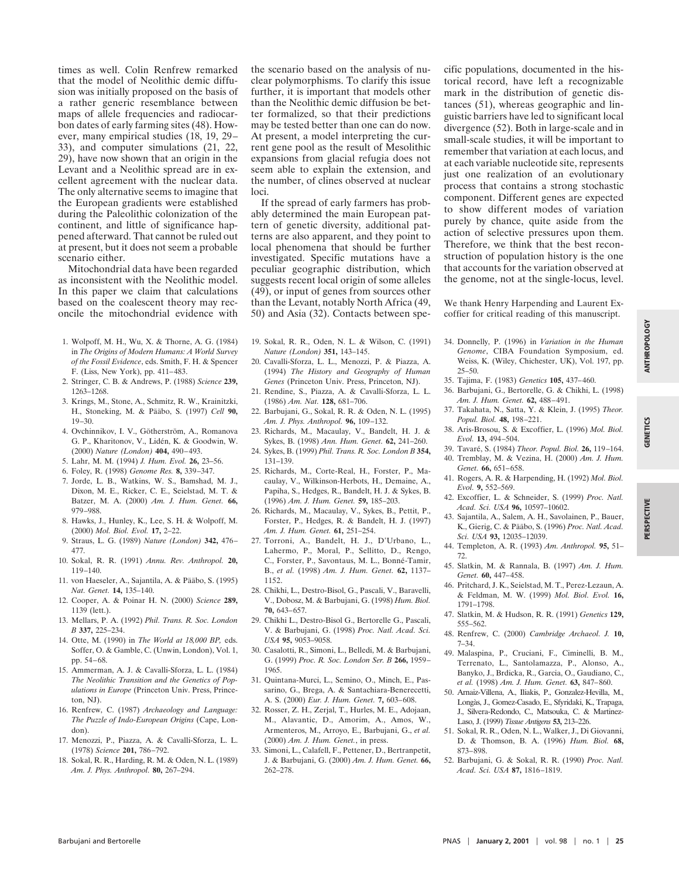times as well. Colin Renfrew remarked that the model of Neolithic demic diffusion was initially proposed on the basis of a rather generic resemblance between maps of allele frequencies and radiocarbon dates of early farming sites (48). However, many empirical studies (18, 19, 29–33), and computer simulations (21, 22, 29), have now shown that an origin in the Levant and a Neolithic spread are in excellent agreement with the nuclear data. The only alternative seems to imagine that the European gradients were established during the Paleolithic colonization of the continent, and little of significance happened afterward. That cannot be ruled out at present, but it does not seem a probable scenario either.

Mitochondrial data have been regarded as inconsistent with the Neolithic model. In this paper we claim that calculations based on the coalescent theory may reconcile the mitochondrial evidence with the scenario based on the analysis of nuclear polymorphisms. To clarify this issue further, it is important that models other than the Neolithic demic diffusion be better formalized, so that their predictions may be tested better than one can do now. At present, a model interpreting the current gene pool as the result of Mesolithic expansions from glacial refugia does not seem able to explain the extension, and the number, of clines observed at nuclear loci.

If the spread of early farmers has probably determined the main European pattern of genetic diversity, additional patterns are also apparent, and they point to local phenomena that should be further investigated. Specific mutations have a peculiar geographic distribution, which suggests recent local origin of some alleles (49), or input of genes from sources other than the Levant, notably North Africa (49, 50) and Asia (32). Contacts between specific populations, documented in the historical record, have left a recognizable mark in the distribution of genetic distances (51), whereas geographic and linguistic barriers have led to significant local divergence (52). Both in large-scale and in small-scale studies, it will be important to remember that variation at each locus, and at each variable nucleotide site, represents just one realization of an evolutionary process that contains a strong stochastic component. Different genes are expected to show different modes of variation purely by chance, quite aside from the action of selective pressures upon them. Therefore, we think that the best reconstruction of population history is the one that accounts for the variation observed at the genome, not at the single-locus, level.

We thank Henry Harpending and Laurent Excoffier for critical reading of this manuscript.

1. Wolpoff, M. H., Wu, X. & Thorne, A. G. (1984) in *The Origins of Modern Humans: A World Survey of the Fossil Evidence*, eds. Smith, F. H. & Spencer F. (Liss, New York), pp. 411–483.
2. Stringer, C. B. & Andrews, P. (1988) *Science* **239,** 1263–1268.
3. Krings, M., Stone, A., Schmitz, R. W., Krainitzki, H., Stoneking, M. & Pääbo, S. (1997) *Cell* **90,** 19–30.
4. Ovchinnikov, I. V., Götherström, A., Romanova G. P., Kharitonov, V., Lidén, K. & Goodwin, W. (2000) *Nature (London)* **404,** 490–493.
5. Lahr, M. M. (1994) *J. Hum. Evol.* **26,** 23–56.
6. Foley, R. (1998) *Genome Res.* **8,** 339–347.
7. Jorde, L. B., Watkins, W. S., Bamshad, M. J., Dixon, M. E., Ricker, C. E., Seielstad, M. T. & Batzer, M. A. (2000) *Am. J. Hum. Genet.* **66,** 979–988.
8. Hawks, J., Hunley, K., Lee, S. H. & Wolpoff, M. (2000) *Mol. Biol. Evol.* **17,** 2–22.
9. Straus, L. G. (1989) *Nature (London)* **342,** 476–477.
10. Sokal, R. R. (1991) *Annu. Rev. Anthropol.* **20,** 119–140.
11. von Haeseler, A., Sajantila, A. & Pääbo, S. (1995) *Nat. Genet.* **14,** 135–140.
12. Cooper, A. & Poinar H. N. (2000) *Science* **289,** 1139 (lett.).
13. Mellars, P. A. (1992) *Phil. Trans. R. Soc. London B* **337,** 225–234.
14. Otte, M. (1990) in *The World at 18,000 BP,* eds. Soffer, O. & Gamble, C. (Unwin, London), Vol. 1, pp. 54–68.
15. Ammerman, A. J. & Cavalli-Sforza, L. L. (1984) *The Neolithic Transition and the Genetics of Populations in Europe* (Princeton Univ. Press, Princeton, NJ).
16. Renfrew, C. (1987) *Archaeology and Language: The Puzzle of Indo-European Origins* (Cape, London).
17. Menozzi, P., Piazza, A. & Cavalli-Sforza, L. L. (1978) *Science* **201,** 786–792.
18. Sokal, R. R., Harding, R. M. & Oden, N. L. (1989) *Am. J. Phys. Anthropol.* **80,** 267–294.
19. Sokal, R. R., Oden, N. L. & Wilson, C. (1991) *Nature (London)* **351,** 143–145.
20. Cavalli-Sforza, L. L., Menozzi, P. & Piazza, A. (1994) *The History and Geography of Human Genes* (Princeton Univ. Press, Princeton, NJ).
21. Rendine, S., Piazza, A. & Cavalli-Sforza, L. L. (1986) *Am. Nat.* **128,** 681–706.
22. Barbujani, G., Sokal, R. R. & Oden, N. L. (1995) *Am. J. Phys. Anthropol.* **96,** 109–132.
23. Richards, M., Macaulay, V., Bandelt, H. J. & Sykes, B. (1998) *Ann. Hum. Genet.* **62,** 241–260.
24. Sykes, B. (1999) *Phil. Trans. R. Soc. London B* **354,** 131–139.
25. Richards, M., Corte-Real, H., Forster, P., Macaulay, V., Wilkinson-Herbots, H., Demaine, A., Papiha, S., Hedges, R., Bandelt, H. J. & Sykes, B. (1996) *Am. J. Hum. Genet.* **59,** 185–203.
26. Richards, M., Macaulay, V., Sykes, B., Pettit, P., Forster, P., Hedges, R. & Bandelt, H. J. (1997) *Am. J. Hum. Genet.* **61,** 251–254.
27. Torroni, A., Bandelt, H. J., D'Urbano, L., Lahermo, P., Moral, P., Sellitto, D., Rengo, C., Forster, P., Savontaus, M. L., Bonné-Tamir, B., *et al.* (1998) *Am. J. Hum. Genet.* **62,** 1137–1152.
28. Chikhi, L., Destro-Bisol, G., Pascali, V., Baravelli, V., Dobosz, M. & Barbujani, G. (1998) *Hum. Biol.* **70,** 643–657.
29. Chikhi L., Destro-Bisol G., Bertorelle G., Pascali, V. & Barbujani, G. (1998) *Proc. Natl. Acad. Sci. USA* **95,** 9053–9058.
30. Casalotti, R., Simoni, L., Belledi, M. & Barbujani, G. (1999) *Proc. R. Soc. London Ser. B* **266,** 1959–1965.
31. Quintana-Murci, L., Semino, O., Minch, E., Passarino, G., Brega, A. & Santachiara-Benerecetti, A. S. (2000) *Eur. J. Hum. Genet.* **7,** 603–608.
32. Rosser, Z. H., Zerjal, T., Hurles, M. E., Adojaan, M., Alavantic, D., Amorim, A., Amos, W., Armenteros, M., Arroyo, E., Barbujani, G., *et al.* (2000) *Am. J. Hum. Genet.*, in press.
33. Simoni, L., Calafell, F., Pettener, D., Bertranpetit, J. & Barbujani, G. (2000) *Am. J. Hum. Genet.* **66,** 262–278.
34. Donnelly, P. (1996) in *Variation in the Human Genome*, CIBA Foundation Symposium, ed. Weiss, K. (Wiley, Chichester, UK), Vol. 197, pp. 25–50.
35. Tajima, F. (1983) *Genetics* **105,** 437–460.
36. Barbujani, G., Bertorelle, G. & Chikhi, L. (1998) *Am. J. Hum. Genet.* **62,** 488–491.
37. Takahata, N., Satta, Y. & Klein, J. (1995) *Theor. Popul. Biol.* **48,** 198–221.
38. Aris-Brosou, S. & Excoffier, L. (1996) *Mol. Biol. Evol.* **13,** 494–504.
39. Tavaré, S. (1984) *Theor. Popul. Biol.* **26,** 119–164.
40. Tremblay, M. & Vezina, H. (2000) *Am. J. Hum. Genet.* **66,** 651–658.
41. Rogers, A. R. & Harpending, H. (1992) *Mol. Biol. Evol.* **9,** 552–569.
42. Excoffier, L. & Schneider, S. (1999) *Proc. Natl. Acad. Sci. USA* **96,** 10597–10602.
43. Sajantila, A., Salem, A. H., Savolainen, P., Bauer, K., Gierig, C. & Pääbo, S. (1996) *Proc. Natl. Acad. Sci. USA* **93,** 12035–12039.
44. Templeton, A. R. (1993) *Am. Anthropol.* **95,** 51–72.
45. Slatkin, M. & Rannala, B. (1997) *Am. J. Hum. Genet.* **60,** 447–458.
46. Pritchard, J. K., Seielstad, M. T., Perez-Lezaun, A. & Feldman, M. W. (1999) *Mol. Biol. Evol.* **16,** 1791–1798.
47. Slatkin, M. & Hudson, R. R. (1991) *Genetics* **129,** 555–562.
48. Renfrew, C. (2000) *Cambridge Archaeol. J.* **10,** 7–34.
49. Malaspina, P., Cruciani, F., Ciminelli, B. M., Terrenato, L., Santolamazza, P., Alonso, A., Banyko, J., Brdicka, R., Garcia, O., Gaudiano, C., *et al.* (1998) *Am. J. Hum. Genet.* **63,** 847–860.
50. Arnaiz-Villena, A., Iliakis, P., Gonzalez-Hevilla, M., Longàs, J., Gomez-Casado, E., Sfyridaki, K., Trapaga, J., Silvera-Redondo, C., Matsouka, C. & Martinez-Laso, J. (1999) *Tissue Antigens* **53,** 213–226.
51. Sokal, R. R., Oden, N. L., Walker, J., Di Giovanni, D. & Thomson, B. A. (1996) *Hum. Biol.* **68,** 873–898.
52. Barbujani, G. & Sokal, R. R. (1990) *Proc. Natl. Acad. Sci. USA* **87,** 1816–1819.